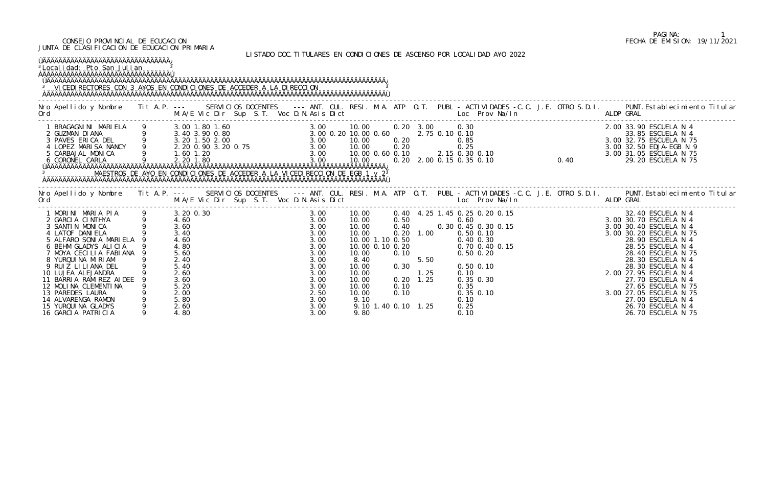CONSEJO PROVINCIAL DE ECUCACION
JUNTA DE CLASIFICACION DE EDUCACION PRIMARIA

FECHA DE EMISION: 19/11/2021

LISTADO DOC. TITULARES EN CONDICIONES DE ASCENSO POR LOCALIDAD AÑO 2022

Localidad: Pto San Julian

## VICEDIRECTORES CON 3 AÑOS EN CONDICIONES DE ACCEDER A LA DIRECCION

| Nro Ord | Apellido y Nombre | Tit | A.P. | M.A/E | Vic | Dir | Sup | S.T. | Voc | D.N. | Asis | Dict | ANT. | CUL. | RESI. | M.A. | ATP | O.T. | PUBL | Loc | Prov | Na/In | C.C. | J.E. | OTRO | S.D.I. | ALDP | PUNT. GRAL | Establecimiento Titular |
|---|---|---|---|---|---|---|---|---|---|---|---|---|---|---|---|---|---|---|---|---|---|---|---|---|---|---|---|---|---|
| 1 | BRAGAGNINI MARIELA | 9 | | 3.00 | 1.80 | 1.60 | | | | | | | 3.00 | | 10.00 | | 0.20 | 3.00 | | | | 0.30 | | | | | 2.00 | 33.90 | ESCUELA N 4 |
| 2 | GUZMAN DIANA | 9 | | 3.40 | 3.90 | 0.80 | | | | | | | 3.00 | 0.20 | 10.00 | 0.60 | | | 2.75 | 0.10 | 0.10 | | | | | | | 33.85 | ESCUELA N 4 |
| 3 | PAVES ERICA DEL | 9 | | 3.20 | 1.50 | 2.00 | | | | | | | 3.00 | | 10.00 | | 0.20 | | | | | 0.85 | | | | | 3.00 | 32.75 | ESCUELA N 75 |
| 4 | LOPEZ MARISA NANCY | 9 | | 2.20 | 0.90 | 3.20 | 0.75 | | | | | | 3.00 | | 10.00 | | 0.20 | | | | | 0.25 | | | | | 3.00 | 32.50 | EDJA-EGB N 9 |
| 5 | CARBAJAL MONICA | 9 | | 1.60 | 1.20 | | | | | | | | 3.00 | | 10.00 | 0.60 | 0.10 | | 2.15 | 0.30 | 0.10 | | | | | | 3.00 | 31.05 | ESCUELA N 75 |
| 6 | CORONEL CARLA | 9 | | 2.20 | 1.80 | | | | | | | | 3.00 | | 10.00 | | 0.20 | 2.00 | 0.15 | 0.35 | 0.10 | | | | | 0.40 | | 29.20 | ESCUELA N 75 |

## MAESTROS DE AÑO EN CONDICIONES DE ACCEDER A LA VICEDIRECCION DE EGB 1 y 2

| Nro Ord | Apellido y Nombre | Tit | A.P. | M.A/E | Vic | Dir | Sup | S.T. | Voc | D.N. | Asis | Dict | ANT. | CUL. | RESI. | M.A. | ATP | O.T. | PUBL | Loc | Prov | Na/In | C.C. | J.E. | OTRO | S.D.I. | ALDP | PUNT. GRAL | Establecimiento Titular |
|---|---|---|---|---|---|---|---|---|---|---|---|---|---|---|---|---|---|---|---|---|---|---|---|---|---|---|---|---|---|
| 1 | MORINI MARIA PIA | 9 | | 3.20 | 0.30 | | | | | | | | 3.00 | | 10.00 | | 0.40 | 4.25 | 1.45 | 0.25 | 0.20 | 0.15 | | | | | | 32.40 | ESCUELA N 4 |
| 2 | GARCIA CINTHYA | 9 | | 4.60 | | | | | | | | | 3.00 | | 10.00 | | 0.50 | | | | | 0.60 | | | | | 3.00 | 30.70 | ESCUELA N 4 |
| 3 | SANTIN MONICA | 9 | | 3.60 | | | | | | | | | 3.00 | | 10.00 | | 0.40 | | 0.30 | 0.45 | 0.30 | 0.15 | | | | | 3.00 | 30.40 | ESCUELA N 4 |
| 4 | LATOF DANIELA | 9 | | 3.40 | | | | | | | | | 3.00 | | 10.00 | | 0.20 | 1.00 | | | | 0.50 | 0.10 | | | | 3.00 | 30.20 | ESCUELA N 75 |
| 5 | ALFARO SONIA MARIELA | 9 | | 4.60 | | | | | | | | | 3.00 | | 10.00 | 1.10 | 0.50 | | | | | 0.40 | 0.30 | | | | | 28.90 | ESCUELA N 4 |
| 6 | BEHM GLADYS ALICIA | 9 | | 4.80 | | | | | | | | | 3.00 | | 10.00 | 0.10 | 0.20 | | | | 0.70 | 0.40 | 0.15 | | | | | 28.55 | ESCUELA N 4 |
| 7 | MOYA CECILIA FABIANA | 9 | | 5.60 | | | | | | | | | 3.00 | | 10.00 | | 0.10 | | | | | 0.50 | 0.20 | | | | | 28.40 | ESCUELA N 75 |
| 8 | YURQUINA MIRIAM | 9 | | 2.40 | | | | | | | | | 3.00 | | 8.40 | | | 5.50 | | | | | | | | | | 28.30 | ESCUELA N 4 |
| 9 | RUIZ LILIANA DEL | 9 | | 5.40 | | | | | | | | | 3.00 | | 10.00 | | 0.30 | | | | | 0.50 | 0.10 | | | | | 28.30 | ESCUELA N 4 |
| 10 | LUJEA ALEJANDRA | 9 | | 2.60 | | | | | | | | | 3.00 | | 10.00 | | | 1.25 | | | | 0.10 | | | | | 2.00 | 27.95 | ESCUELA N 4 |
| 11 | BARRIA RAMIREZ AIDEE | 9 | | 3.60 | | | | | | | | | 3.00 | | 10.00 | | 0.20 | 1.25 | | | | 0.35 | 0.30 | | | | | 27.70 | ESCUELA N 4 |
| 12 | MOLINA CLEMENTINA | 9 | | 5.20 | | | | | | | | | 3.00 | | 10.00 | | 0.10 | | | | | 0.35 | | | | | | 27.65 | ESCUELA N 75 |
| 13 | PAREDES LAURA | 9 | | 2.00 | | | | | | | | | 2.50 | | 10.00 | | 0.10 | | | | | 0.35 | 0.10 | | | | 3.00 | 27.05 | ESCUELA N 75 |
| 14 | ALVARENGA RAMON | 9 | | 5.80 | | | | | | | | | 3.00 | | 9.10 | | | | | | | 0.10 | | | | | | 27.00 | ESCUELA N 4 |
| 15 | YURQUINA GLADYS | 9 | | 2.60 | | | | | | | | | 3.00 | | 9.10 | 1.40 | 0.10 | 1.25 | | | | 0.25 | | | | | | 26.70 | ESCUELA N 4 |
| 16 | GARCIA PATRICIA | 9 | | 4.80 | | | | | | | | | 3.00 | | 9.80 | | | | | | | 0.10 | | | | | | 26.70 | ESCUELA N 75 |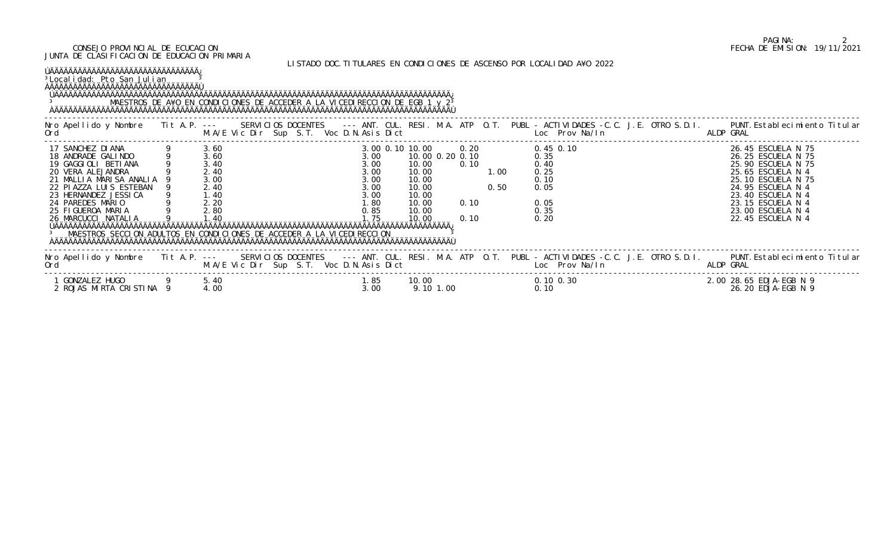CONSEJO PROVINCIAL DE ECUCACION
JUNTA DE CLASIFICACION DE EDUCACION PRIMARIA

LISTADO DOC.TITULARES EN CONDICIONES DE ASCENSO POR LOCALIDAD A¥O 2022

Localidad: Pto San Julian

MAESTROS DE A¥O EN CONDICIONES DE ACCEDER A LA VICEDIRECCION DE EGB 1 y 2

| Nro Ord | Apellido y Nombre | Tit | A.P. M/A/E | Vic Dir | Sup | S.T. | Voc | D.N. | Asis | Dict | ANT. | CUL. | RESI. | M.A. | ATP | O.T. | PUBL | Loc | Prov | Na/In | C.C. | J.E. | OTRO | S.D.I. | ALDP | PUNT. GRAL | Establecimiento Titular |
|---|---|---|---|---|---|---|---|---|---|---|---|---|---|---|---|---|---|---|---|---|---|---|---|---|---|---|---|
| 17 | SANCHEZ DIANA | 9 | 3.60 | | | | | | | | 3.00 | 0.10 | 10.00 | | 0.20 | | | 0.45 | 0.10 | | | | | | | 26.45 | ESCUELA N 75 |
| 18 | ANDRADE GALINDO | 9 | 3.60 | | | | | | | | 3.00 | | 10.00 | 0.20 | 0.10 | | | 0.35 | | | | | | | | 26.25 | ESCUELA N 75 |
| 19 | GAGGIOLI BETIANA | 9 | 3.40 | | | | | | | | 3.00 | | 10.00 | | 0.10 | | | 0.40 | | | | | | | | 25.90 | ESCUELA N 75 |
| 20 | VERA ALEJANDRA | 9 | 2.40 | | | | | | | | 3.00 | | 10.00 | | | 1.00 | | 0.25 | | | | | | | | 25.65 | ESCUELA N 4 |
| 21 | MALLIA MARISA ANALIA | 9 | 3.00 | | | | | | | | 3.00 | | 10.00 | | | | | 0.10 | | | | | | | | 25.10 | ESCUELA N 75 |
| 22 | PIAZZA LUIS ESTEBAN | 9 | 2.40 | | | | | | | | 3.00 | | 10.00 | | | 0.50 | | 0.05 | | | | | | | | 24.95 | ESCUELA N 4 |
| 23 | HERNANDEZ JESSICA | 9 | 1.40 | | | | | | | | 3.00 | | 10.00 | | | | | | | | | | | | | 23.40 | ESCUELA N 4 |
| 24 | PAREDES MARIO | 9 | 2.20 | | | | | | | | 1.80 | | 10.00 | | 0.10 | | | 0.05 | | | | | | | | 23.15 | ESCUELA N 4 |
| 25 | FIGUEROA MARIA | 9 | 2.80 | | | | | | | | 0.85 | | 10.00 | | | | | 0.35 | | | | | | | | 23.00 | ESCUELA N 4 |
| 26 | MARCUCCI NATALIA | 9 | 1.40 | | | | | | | | 1.75 | | 10.00 | | 0.10 | | | 0.20 | | | | | | | | 22.45 | ESCUELA N 4 |

MAESTROS SECCION ADULTOS EN CONDICIONES DE ACCEDER A LA VICEDIRECCION

| Nro Ord | Apellido y Nombre | Tit | A.P. M/A/E | Vic Dir | Sup | S.T. | Voc | D.N. | Asis | Dict | ANT. | CUL. | RESI. | M.A. | ATP | O.T. | PUBL | Loc | Prov | Na/In | C.C. | J.E. | OTRO | S.D.I. | ALDP | PUNT. GRAL | Establecimiento Titular |
|---|---|---|---|---|---|---|---|---|---|---|---|---|---|---|---|---|---|---|---|---|---|---|---|---|---|---|---|
| 1 | GONZALEZ HUGO | 9 | 5.40 | | | | | | | | 1.85 | | 10.00 | | | | | 0.10 | 0.30 | | | | | | 2.00 | 28.65 | EDJA-EGB N 9 |
| 2 | ROJAS MIRTA CRISTINA | 9 | 4.00 | | | | | | | | 3.00 | | 9.10 | 1.00 | | | | 0.10 | | | | | | | | 26.20 | EDJA-EGB N 9 |